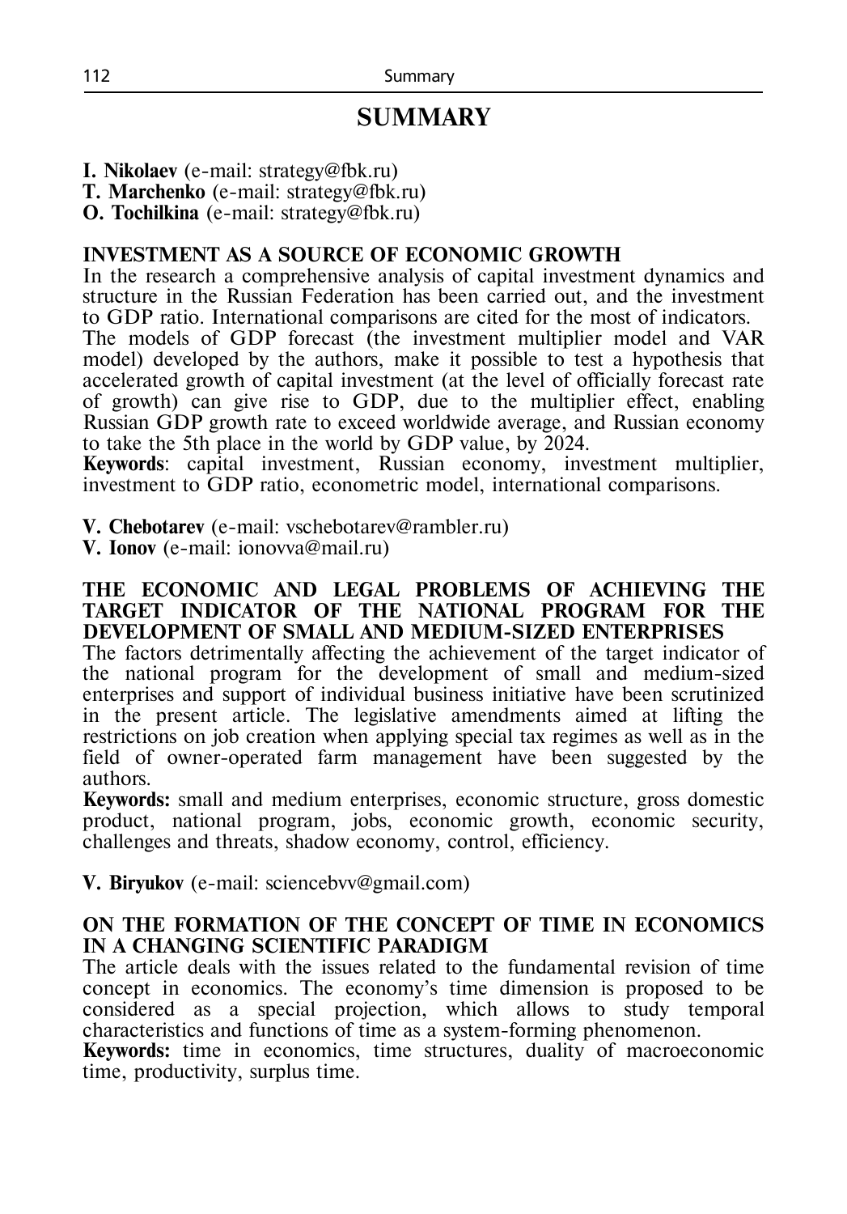# SUMMARY

**I. Nikolaev** (e-mail: strategy@fbk.ru)
**T. Marchenko** (e-mail: strategy@fbk.ru)
**O. Tochilkina** (e-mail: strategy@fbk.ru)

## INVESTMENT AS A SOURCE OF ECONOMIC GROWTH

In the research a comprehensive analysis of capital investment dynamics and structure in the Russian Federation has been carried out, and the investment to GDP ratio. International comparisons are cited for the most of indicators.
The models of GDP forecast (the investment multiplier model and VAR model) developed by the authors, make it possible to test a hypothesis that accelerated growth of capital investment (at the level of officially forecast rate of growth) can give rise to GDP, due to the multiplier effect, enabling Russian GDP growth rate to exceed worldwide average, and Russian economy to take the 5th place in the world by GDP value, by 2024.
**Keywords**: capital investment, Russian economy, investment multiplier, investment to GDP ratio, econometric model, international comparisons.

**V. Chebotarev** (e-mail: vschebotarev@rambler.ru)
**V. Ionov** (e-mail: ionovva@mail.ru)

## THE ECONOMIC AND LEGAL PROBLEMS OF ACHIEVING THE TARGET INDICATOR OF THE NATIONAL PROGRAM FOR THE DEVELOPMENT OF SMALL AND MEDIUM-SIZED ENTERPRISES

The factors detrimentally affecting the achievement of the target indicator of the national program for the development of small and medium-sized enterprises and support of individual business initiative have been scrutinized in the present article. The legislative amendments aimed at lifting the restrictions on job creation when applying special tax regimes as well as in the field of owner-operated farm management have been suggested by the authors.
**Keywords:** small and medium enterprises, economic structure, gross domestic product, national program, jobs, economic growth, economic security, challenges and threats, shadow economy, control, efficiency.

**V. Biryukov** (e-mail: sciencebvv@gmail.com)

## ON THE FORMATION OF THE CONCEPT OF TIME IN ECONOMICS IN A CHANGING SCIENTIFIC PARADIGM

The article deals with the issues related to the fundamental revision of time concept in economics. The economy's time dimension is proposed to be considered as a special projection, which allows to study temporal characteristics and functions of time as a system-forming phenomenon.
**Keywords:** time in economics, time structures, duality of macroeconomic time, productivity, surplus time.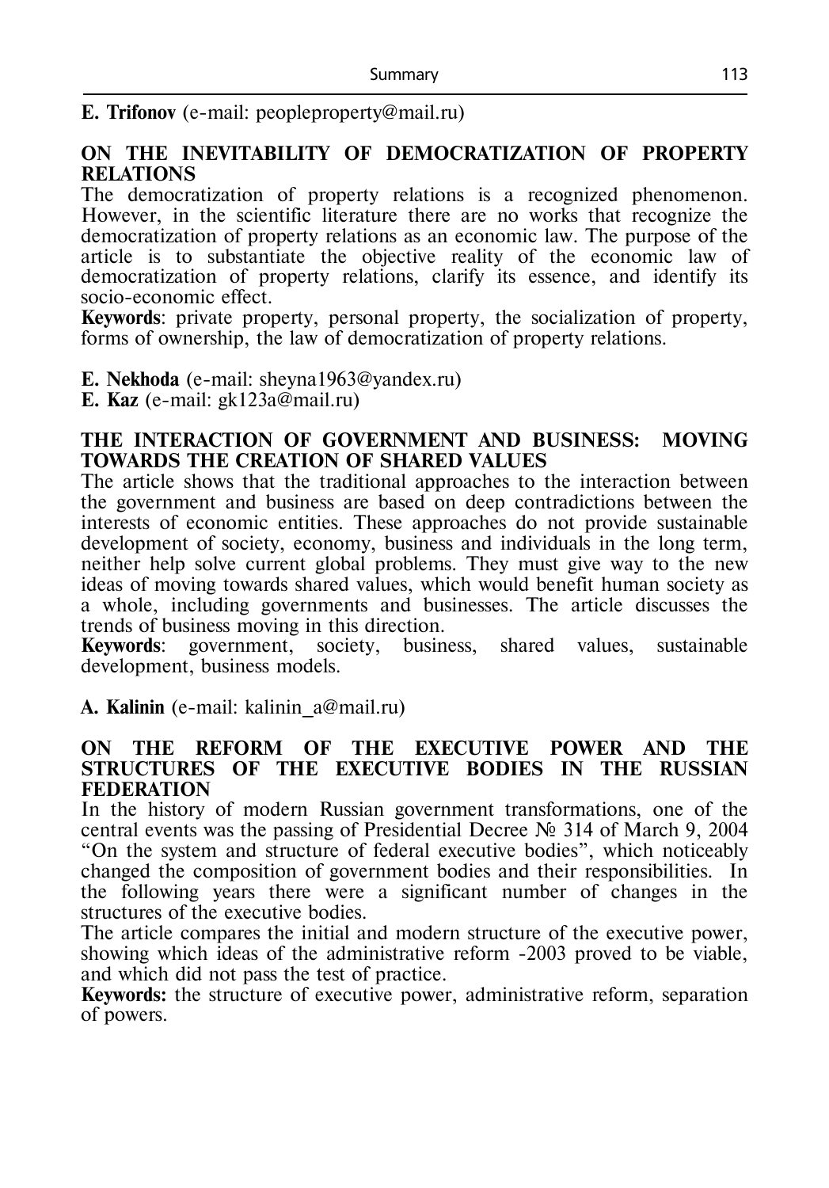**E. Trifonov** (e-mail: peopleproperty@mail.ru)

## ON THE INEVITABILITY OF DEMOCRATIZATION OF PROPERTY RELATIONS

The democratization of property relations is a recognized phenomenon. However, in the scientific literature there are no works that recognize the democratization of property relations as an economic law. The purpose of the article is to substantiate the objective reality of the economic law of democratization of property relations, clarify its essence, and identify its socio-economic effect.

**Keywords**: private property, personal property, the socialization of property, forms of ownership, the law of democratization of property relations.

**E. Nekhoda** (e-mail: sheyna1963@yandex.ru)
**E. Kaz** (e-mail: gk123a@mail.ru)

## THE INTERACTION OF GOVERNMENT AND BUSINESS: MOVING TOWARDS THE CREATION OF SHARED VALUES

The article shows that the traditional approaches to the interaction between the government and business are based on deep contradictions between the interests of economic entities. These approaches do not provide sustainable development of society, economy, business and individuals in the long term, neither help solve current global problems. They must give way to the new ideas of moving towards shared values, which would benefit human society as a whole, including governments and businesses. The article discusses the trends of business moving in this direction.

**Keywords**: government, society, business, shared values, sustainable development, business models.

**A. Kalinin** (e-mail: kalinin_a@mail.ru)

## ON THE REFORM OF THE EXECUTIVE POWER AND THE STRUCTURES OF THE EXECUTIVE BODIES IN THE RUSSIAN FEDERATION

In the history of modern Russian government transformations, one of the central events was the passing of Presidential Decree № 314 of March 9, 2004 "On the system and structure of federal executive bodies", which noticeably changed the composition of government bodies and their responsibilities. In the following years there were a significant number of changes in the structures of the executive bodies.

The article compares the initial and modern structure of the executive power, showing which ideas of the administrative reform -2003 proved to be viable, and which did not pass the test of practice.

**Keywords:** the structure of executive power, administrative reform, separation of powers.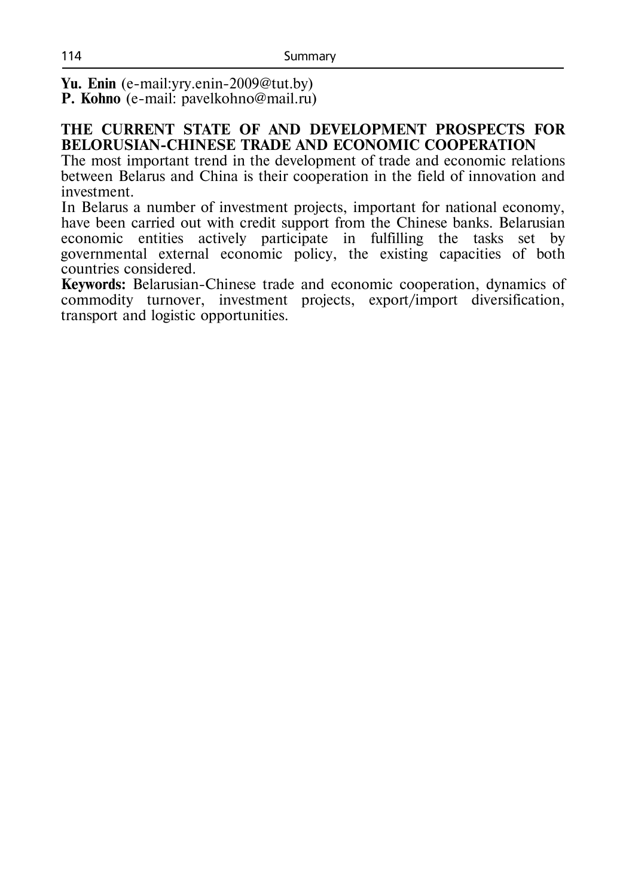**Yu. Enin** (e-mail:yry.enin-2009@tut.by)
**P. Kohno** (e-mail: pavelkohno@mail.ru)

**THE CURRENT STATE OF AND DEVELOPMENT PROSPECTS FOR BELORUSIAN-CHINESE TRADE AND ECONOMIC COOPERATION**

The most important trend in the development of trade and economic relations between Belarus and China is their cooperation in the field of innovation and investment.

In Belarus a number of investment projects, important for national economy, have been carried out with credit support from the Chinese banks. Belarusian economic entities actively participate in fulfilling the tasks set by governmental external economic policy, the existing capacities of both countries considered.

**Keywords:** Belarusian-Chinese trade and economic cooperation, dynamics of commodity turnover, investment projects, export/import diversification, transport and logistic opportunities.